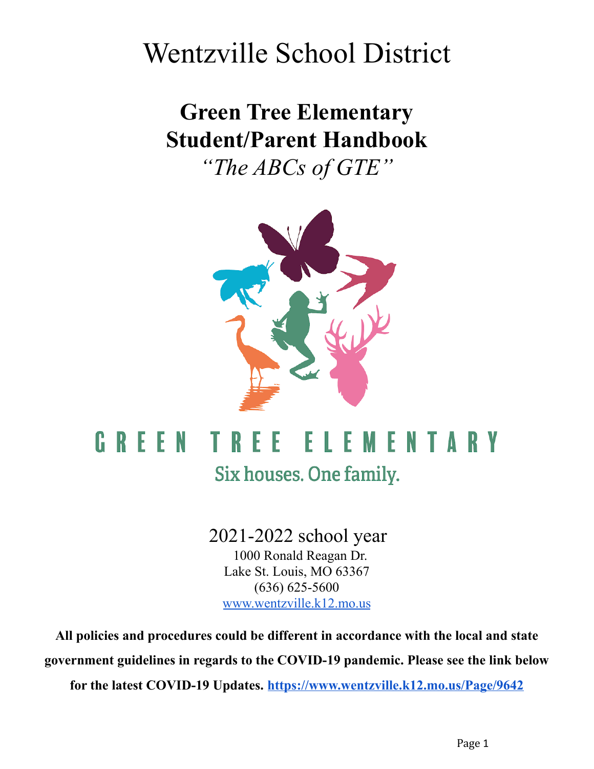# Wentzville School District

## Green Tree Elementary
## Student/Parent Handbook

*"The ABCs of GTE"*

GREEN TREE ELEMENTARY

Six houses. One family.

2021-2022 school year

1000 Ronald Reagan Dr.
Lake St. Louis, MO 63367
(636) 625-5600
www.wentzville.k12.mo.us

**All policies and procedures could be different in accordance with the local and state government guidelines in regards to the COVID-19 pandemic. Please see the link below for the latest COVID-19 Updates. https://www.wentzville.k12.mo.us/Page/9642**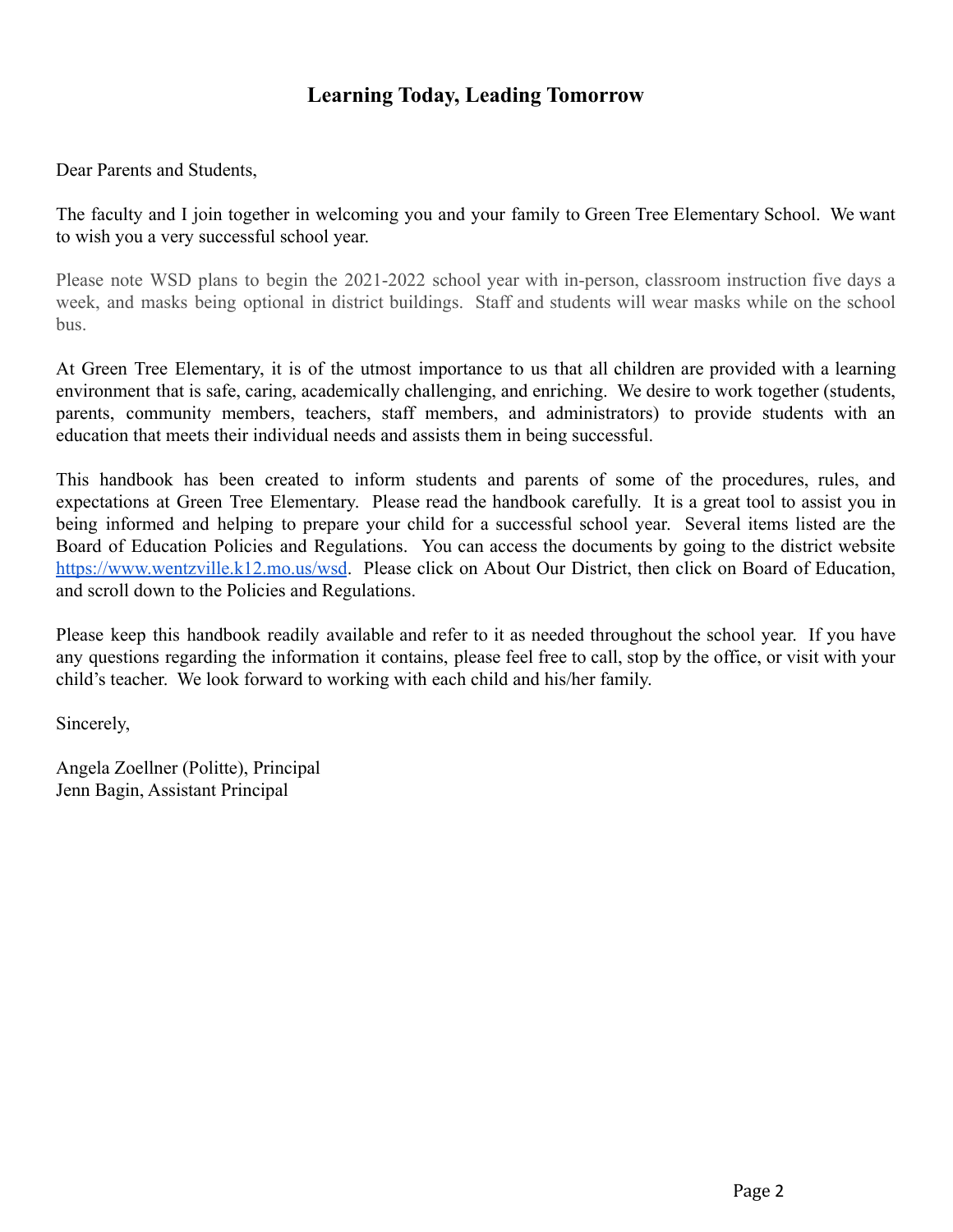## Learning Today, Leading Tomorrow

Dear Parents and Students,

The faculty and I join together in welcoming you and your family to Green Tree Elementary School. We want to wish you a very successful school year.

Please note WSD plans to begin the 2021-2022 school year with in-person, classroom instruction five days a week, and masks being optional in district buildings. Staff and students will wear masks while on the school bus.

At Green Tree Elementary, it is of the utmost importance to us that all children are provided with a learning environment that is safe, caring, academically challenging, and enriching. We desire to work together (students, parents, community members, teachers, staff members, and administrators) to provide students with an education that meets their individual needs and assists them in being successful.

This handbook has been created to inform students and parents of some of the procedures, rules, and expectations at Green Tree Elementary. Please read the handbook carefully. It is a great tool to assist you in being informed and helping to prepare your child for a successful school year. Several items listed are the Board of Education Policies and Regulations. You can access the documents by going to the district website [https://www.wentzville.k12.mo.us/wsd](https://www.wentzville.k12.mo.us/wsd). Please click on About Our District, then click on Board of Education, and scroll down to the Policies and Regulations.

Please keep this handbook readily available and refer to it as needed throughout the school year. If you have any questions regarding the information it contains, please feel free to call, stop by the office, or visit with your child's teacher. We look forward to working with each child and his/her family.

Sincerely,

Angela Zoellner (Politte), Principal
Jenn Bagin, Assistant Principal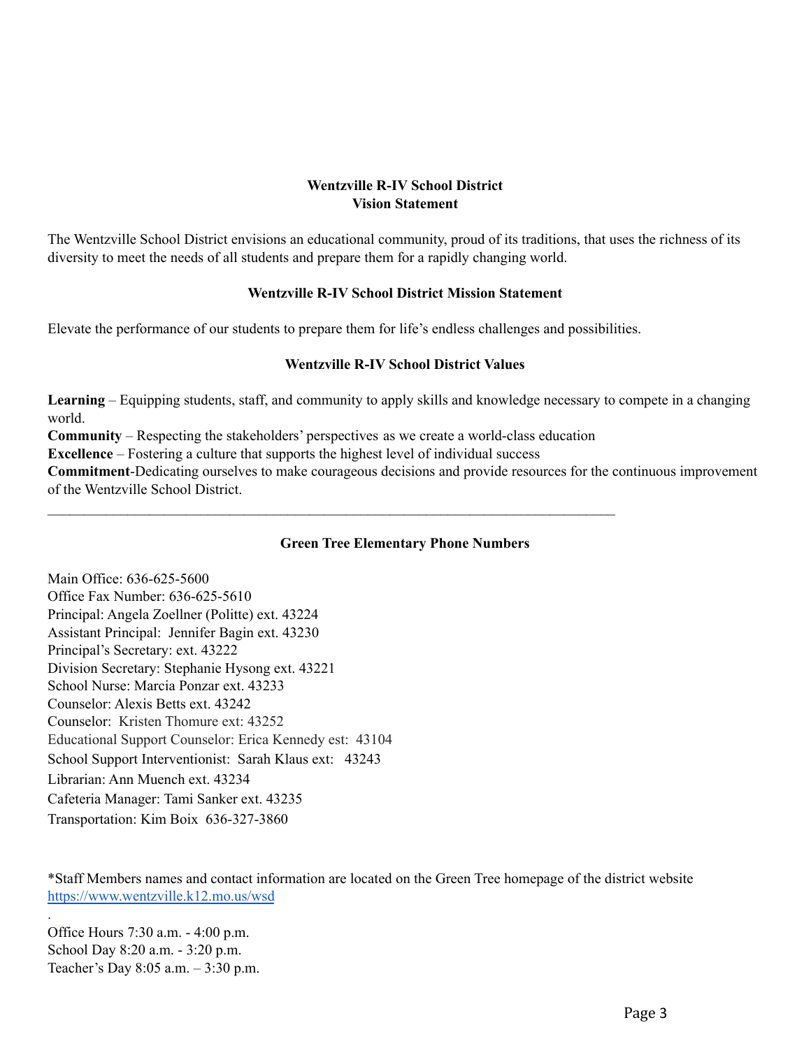## Wentzville R-IV School District
## Vision Statement

The Wentzville School District envisions an educational community, proud of its traditions, that uses the richness of its diversity to meet the needs of all students and prepare them for a rapidly changing world.

## Wentzville R-IV School District Mission Statement

Elevate the performance of our students to prepare them for life's endless challenges and possibilities.

## Wentzville R-IV School District Values

**Learning** – Equipping students, staff, and community to apply skills and knowledge necessary to compete in a changing world.
**Community** – Respecting the stakeholders' perspectives as we create a world-class education
**Excellence** – Fostering a culture that supports the highest level of individual success
**Commitment**-Dedicating ourselves to make courageous decisions and provide resources for the continuous improvement of the Wentzville School District.

---

## Green Tree Elementary Phone Numbers

Main Office: 636-625-5600
Office Fax Number: 636-625-5610
Principal: Angela Zoellner (Politte) ext. 43224
Assistant Principal: Jennifer Bagin ext. 43230
Principal's Secretary: ext. 43222
Division Secretary: Stephanie Hysong ext. 43221
School Nurse: Marcia Ponzar ext. 43233
Counselor: Alexis Betts ext. 43242
Counselor: Kristen Thomure ext: 43252
Educational Support Counselor: Erica Kennedy est: 43104
School Support Interventionist: Sarah Klaus ext: 43243
Librarian: Ann Muench ext. 43234
Cafeteria Manager: Tami Sanker ext. 43235
Transportation: Kim Boix 636-327-3860

*Staff Members names and contact information are located on the Green Tree homepage of the district website https://www.wentzville.k12.mo.us/wsd

Office Hours 7:30 a.m. - 4:00 p.m.
School Day 8:20 a.m. - 3:20 p.m.
Teacher's Day 8:05 a.m. – 3:30 p.m.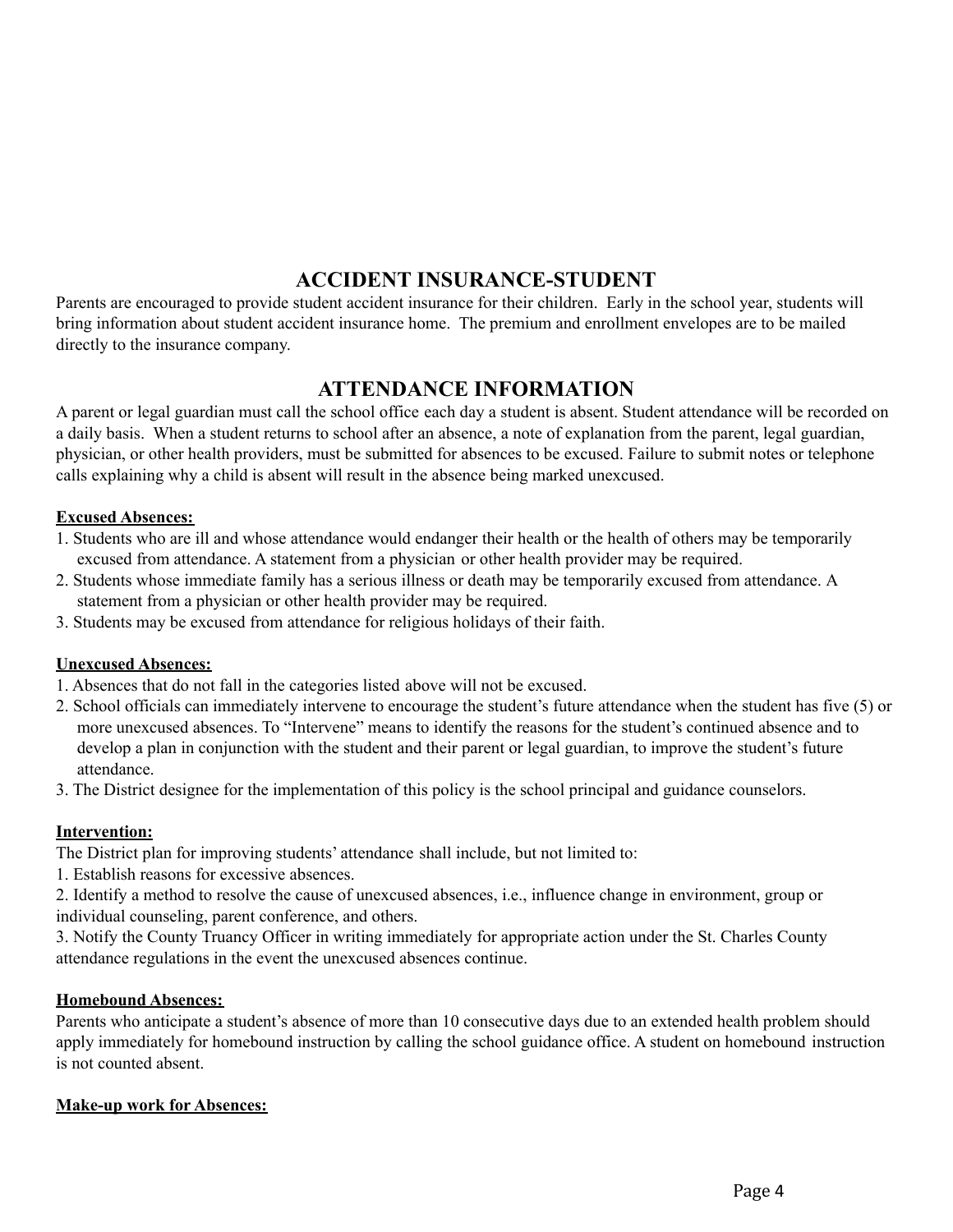## ACCIDENT INSURANCE-STUDENT

Parents are encouraged to provide student accident insurance for their children. Early in the school year, students will bring information about student accident insurance home. The premium and enrollment envelopes are to be mailed directly to the insurance company.

## ATTENDANCE INFORMATION

A parent or legal guardian must call the school office each day a student is absent. Student attendance will be recorded on a daily basis. When a student returns to school after an absence, a note of explanation from the parent, legal guardian, physician, or other health providers, must be submitted for absences to be excused. Failure to submit notes or telephone calls explaining why a child is absent will result in the absence being marked unexcused.

**Excused Absences:**

1. Students who are ill and whose attendance would endanger their health or the health of others may be temporarily excused from attendance. A statement from a physician or other health provider may be required.
2. Students whose immediate family has a serious illness or death may be temporarily excused from attendance. A statement from a physician or other health provider may be required.
3. Students may be excused from attendance for religious holidays of their faith.

**Unexcused Absences:**

1. Absences that do not fall in the categories listed above will not be excused.
2. School officials can immediately intervene to encourage the student's future attendance when the student has five (5) or more unexcused absences. To "Intervene" means to identify the reasons for the student's continued absence and to develop a plan in conjunction with the student and their parent or legal guardian, to improve the student's future attendance.
3. The District designee for the implementation of this policy is the school principal and guidance counselors.

**Intervention:**

The District plan for improving students' attendance shall include, but not limited to:

1. Establish reasons for excessive absences.
2. Identify a method to resolve the cause of unexcused absences, i.e., influence change in environment, group or individual counseling, parent conference, and others.
3. Notify the County Truancy Officer in writing immediately for appropriate action under the St. Charles County attendance regulations in the event the unexcused absences continue.

**Homebound Absences:**

Parents who anticipate a student's absence of more than 10 consecutive days due to an extended health problem should apply immediately for homebound instruction by calling the school guidance office. A student on homebound instruction is not counted absent.

**Make-up work for Absences:**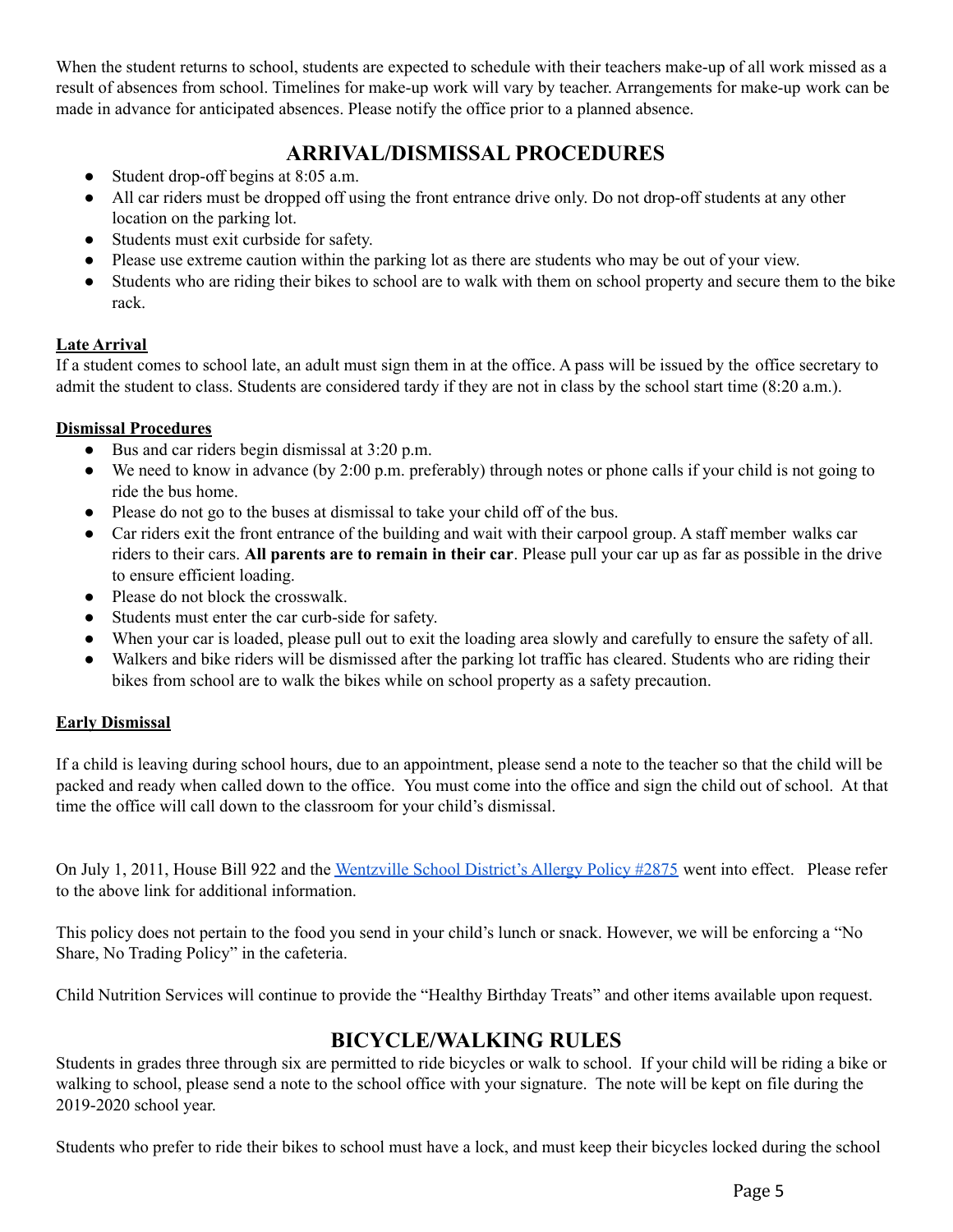When the student returns to school, students are expected to schedule with their teachers make-up of all work missed as a result of absences from school. Timelines for make-up work will vary by teacher. Arrangements for make-up work can be made in advance for anticipated absences. Please notify the office prior to a planned absence.

## ARRIVAL/DISMISSAL PROCEDURES

- Student drop-off begins at 8:05 a.m.
- All car riders must be dropped off using the front entrance drive only. Do not drop-off students at any other location on the parking lot.
- Students must exit curbside for safety.
- Please use extreme caution within the parking lot as there are students who may be out of your view.
- Students who are riding their bikes to school are to walk with them on school property and secure them to the bike rack.

### Late Arrival

If a student comes to school late, an adult must sign them in at the office. A pass will be issued by the office secretary to admit the student to class. Students are considered tardy if they are not in class by the school start time (8:20 a.m.).

### Dismissal Procedures

- Bus and car riders begin dismissal at 3:20 p.m.
- We need to know in advance (by 2:00 p.m. preferably) through notes or phone calls if your child is not going to ride the bus home.
- Please do not go to the buses at dismissal to take your child off of the bus.
- Car riders exit the front entrance of the building and wait with their carpool group. A staff member walks car riders to their cars. **All parents are to remain in their car**. Please pull your car up as far as possible in the drive to ensure efficient loading.
- Please do not block the crosswalk.
- Students must enter the car curb-side for safety.
- When your car is loaded, please pull out to exit the loading area slowly and carefully to ensure the safety of all.
- Walkers and bike riders will be dismissed after the parking lot traffic has cleared. Students who are riding their bikes from school are to walk the bikes while on school property as a safety precaution.

### Early Dismissal

If a child is leaving during school hours, due to an appointment, please send a note to the teacher so that the child will be packed and ready when called down to the office. You must come into the office and sign the child out of school. At that time the office will call down to the classroom for your child's dismissal.

On July 1, 2011, House Bill 922 and the Wentzville School District's Allergy Policy #2875 went into effect. Please refer to the above link for additional information.

This policy does not pertain to the food you send in your child's lunch or snack. However, we will be enforcing a "No Share, No Trading Policy" in the cafeteria.

Child Nutrition Services will continue to provide the "Healthy Birthday Treats" and other items available upon request.

## BICYCLE/WALKING RULES

Students in grades three through six are permitted to ride bicycles or walk to school. If your child will be riding a bike or walking to school, please send a note to the school office with your signature. The note will be kept on file during the 2019-2020 school year.

Students who prefer to ride their bikes to school must have a lock, and must keep their bicycles locked during the school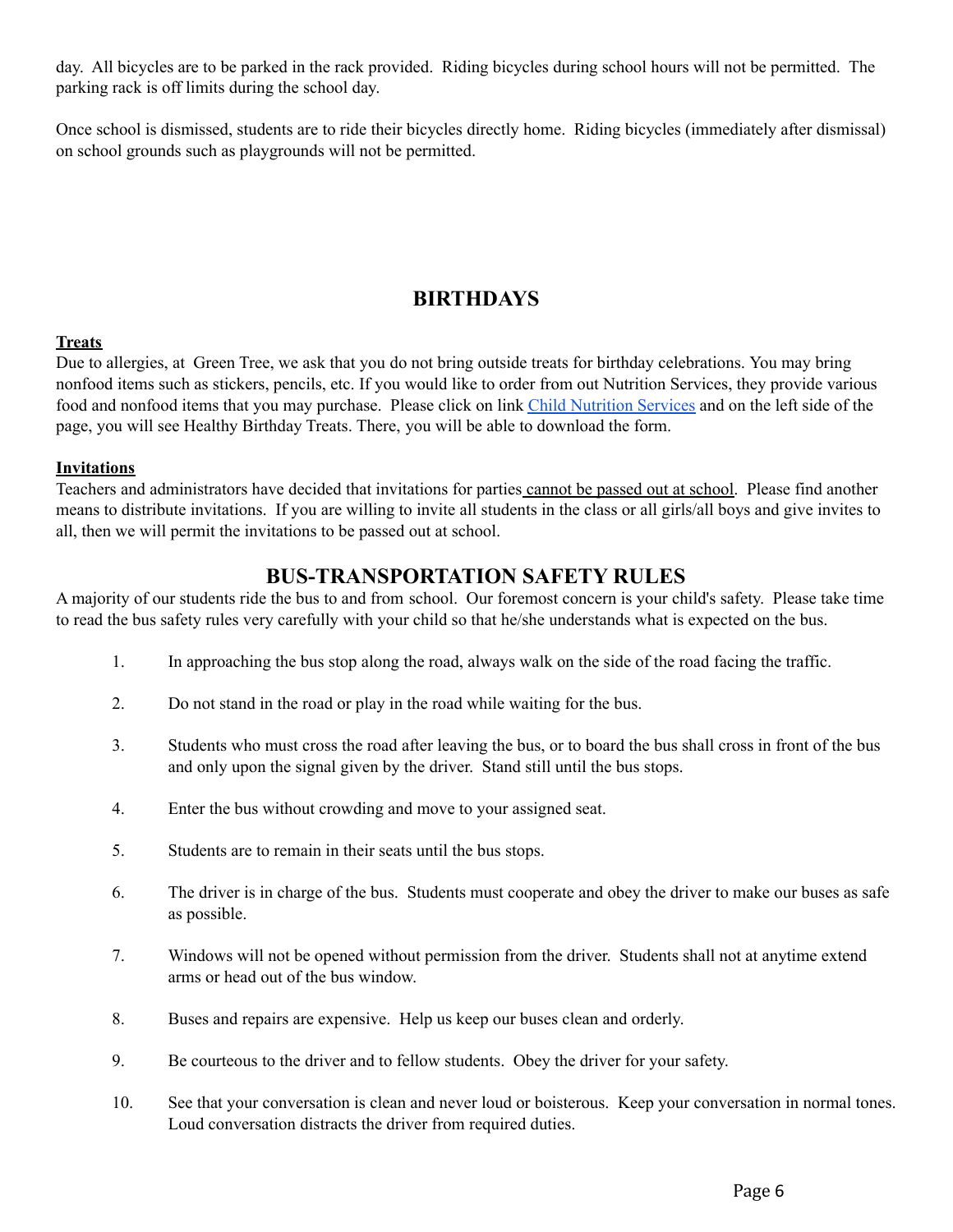day. All bicycles are to be parked in the rack provided. Riding bicycles during school hours will not be permitted. The parking rack is off limits during the school day.

Once school is dismissed, students are to ride their bicycles directly home. Riding bicycles (immediately after dismissal) on school grounds such as playgrounds will not be permitted.

## BIRTHDAYS

**Treats**

Due to allergies, at Green Tree, we ask that you do not bring outside treats for birthday celebrations. You may bring nonfood items such as stickers, pencils, etc. If you would like to order from out Nutrition Services, they provide various food and nonfood items that you may purchase. Please click on link Child Nutrition Services and on the left side of the page, you will see Healthy Birthday Treats. There, you will be able to download the form.

**Invitations**

Teachers and administrators have decided that invitations for parties cannot be passed out at school. Please find another means to distribute invitations. If you are willing to invite all students in the class or all girls/all boys and give invites to all, then we will permit the invitations to be passed out at school.

## BUS-TRANSPORTATION SAFETY RULES

A majority of our students ride the bus to and from school. Our foremost concern is your child's safety. Please take time to read the bus safety rules very carefully with your child so that he/she understands what is expected on the bus.

1. In approaching the bus stop along the road, always walk on the side of the road facing the traffic.
2. Do not stand in the road or play in the road while waiting for the bus.
3. Students who must cross the road after leaving the bus, or to board the bus shall cross in front of the bus and only upon the signal given by the driver. Stand still until the bus stops.
4. Enter the bus without crowding and move to your assigned seat.
5. Students are to remain in their seats until the bus stops.
6. The driver is in charge of the bus. Students must cooperate and obey the driver to make our buses as safe as possible.
7. Windows will not be opened without permission from the driver. Students shall not at anytime extend arms or head out of the bus window.
8. Buses and repairs are expensive. Help us keep our buses clean and orderly.
9. Be courteous to the driver and to fellow students. Obey the driver for your safety.
10. See that your conversation is clean and never loud or boisterous. Keep your conversation in normal tones. Loud conversation distracts the driver from required duties.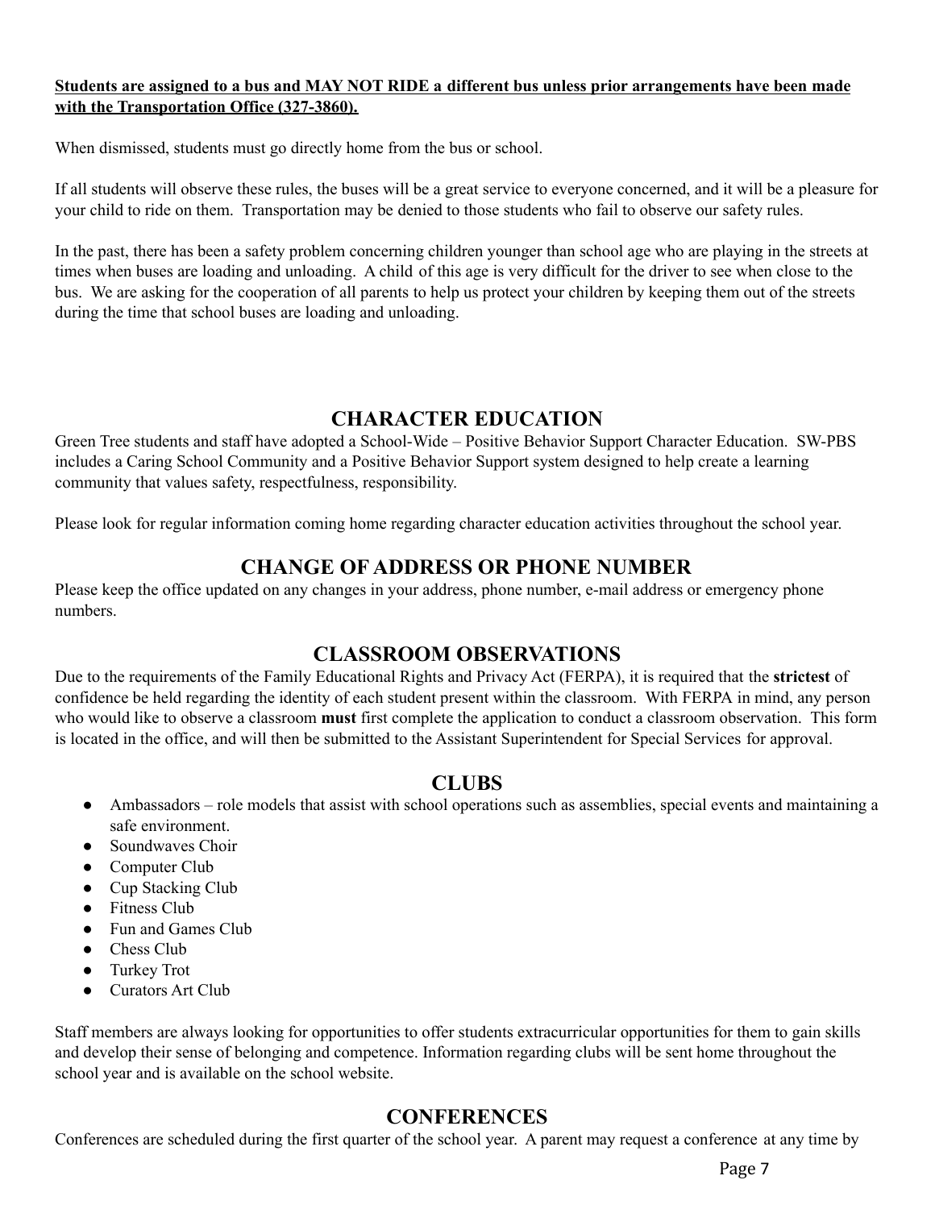**Students are assigned to a bus and MAY NOT RIDE a different bus unless prior arrangements have been made with the Transportation Office (327-3860).**

When dismissed, students must go directly home from the bus or school.

If all students will observe these rules, the buses will be a great service to everyone concerned, and it will be a pleasure for your child to ride on them. Transportation may be denied to those students who fail to observe our safety rules.

In the past, there has been a safety problem concerning children younger than school age who are playing in the streets at times when buses are loading and unloading. A child of this age is very difficult for the driver to see when close to the bus. We are asking for the cooperation of all parents to help us protect your children by keeping them out of the streets during the time that school buses are loading and unloading.

## CHARACTER EDUCATION

Green Tree students and staff have adopted a School-Wide – Positive Behavior Support Character Education. SW-PBS includes a Caring School Community and a Positive Behavior Support system designed to help create a learning community that values safety, respectfulness, responsibility.

Please look for regular information coming home regarding character education activities throughout the school year.

## CHANGE OF ADDRESS OR PHONE NUMBER

Please keep the office updated on any changes in your address, phone number, e-mail address or emergency phone numbers.

## CLASSROOM OBSERVATIONS

Due to the requirements of the Family Educational Rights and Privacy Act (FERPA), it is required that the **strictest** of confidence be held regarding the identity of each student present within the classroom. With FERPA in mind, any person who would like to observe a classroom **must** first complete the application to conduct a classroom observation. This form is located in the office, and will then be submitted to the Assistant Superintendent for Special Services for approval.

## CLUBS

- Ambassadors – role models that assist with school operations such as assemblies, special events and maintaining a safe environment.
- Soundwaves Choir
- Computer Club
- Cup Stacking Club
- Fitness Club
- Fun and Games Club
- Chess Club
- Turkey Trot
- Curators Art Club

Staff members are always looking for opportunities to offer students extracurricular opportunities for them to gain skills and develop their sense of belonging and competence. Information regarding clubs will be sent home throughout the school year and is available on the school website.

## CONFERENCES

Conferences are scheduled during the first quarter of the school year. A parent may request a conference at any time by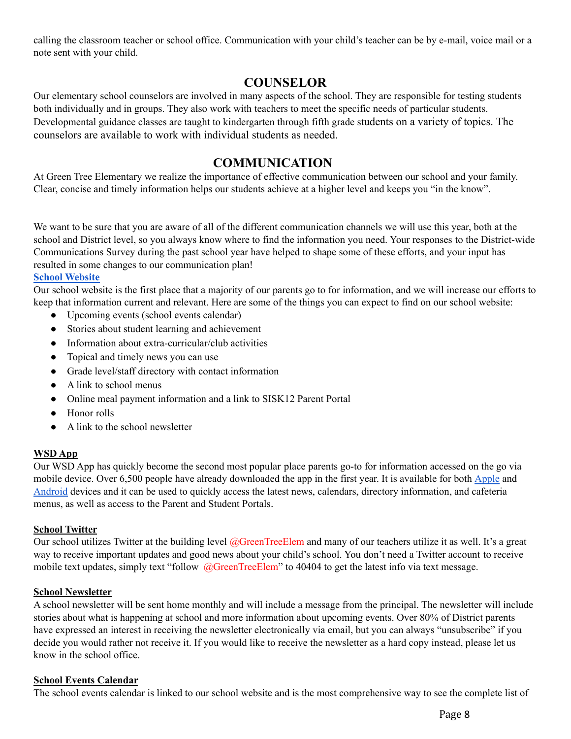calling the classroom teacher or school office. Communication with your child's teacher can be by e-mail, voice mail or a note sent with your child.

## COUNSELOR

Our elementary school counselors are involved in many aspects of the school. They are responsible for testing students both individually and in groups. They also work with teachers to meet the specific needs of particular students. Developmental guidance classes are taught to kindergarten through fifth grade students on a variety of topics. The counselors are available to work with individual students as needed.

## COMMUNICATION

At Green Tree Elementary we realize the importance of effective communication between our school and your family. Clear, concise and timely information helps our students achieve at a higher level and keeps you "in the know".

We want to be sure that you are aware of all of the different communication channels we will use this year, both at the school and District level, so you always know where to find the information you need. Your responses to the District-wide Communications Survey during the past school year have helped to shape some of these efforts, and your input has resulted in some changes to our communication plan!

**School Website**

Our school website is the first place that a majority of our parents go to for information, and we will increase our efforts to keep that information current and relevant. Here are some of the things you can expect to find on our school website:

- Upcoming events (school events calendar)
- Stories about student learning and achievement
- Information about extra-curricular/club activities
- Topical and timely news you can use
- Grade level/staff directory with contact information
- A link to school menus
- Online meal payment information and a link to SISK12 Parent Portal
- Honor rolls
- A link to the school newsletter

**WSD App**

Our WSD App has quickly become the second most popular place parents go-to for information accessed on the go via mobile device. Over 6,500 people have already downloaded the app in the first year. It is available for both Apple and Android devices and it can be used to quickly access the latest news, calendars, directory information, and cafeteria menus, as well as access to the Parent and Student Portals.

**School Twitter**

Our school utilizes Twitter at the building level @GreenTreeElem and many of our teachers utilize it as well. It's a great way to receive important updates and good news about your child's school. You don't need a Twitter account to receive mobile text updates, simply text "follow @GreenTreeElem" to 40404 to get the latest info via text message.

**School Newsletter**

A school newsletter will be sent home monthly and will include a message from the principal. The newsletter will include stories about what is happening at school and more information about upcoming events. Over 80% of District parents have expressed an interest in receiving the newsletter electronically via email, but you can always "unsubscribe" if you decide you would rather not receive it. If you would like to receive the newsletter as a hard copy instead, please let us know in the school office.

**School Events Calendar**

The school events calendar is linked to our school website and is the most comprehensive way to see the complete list of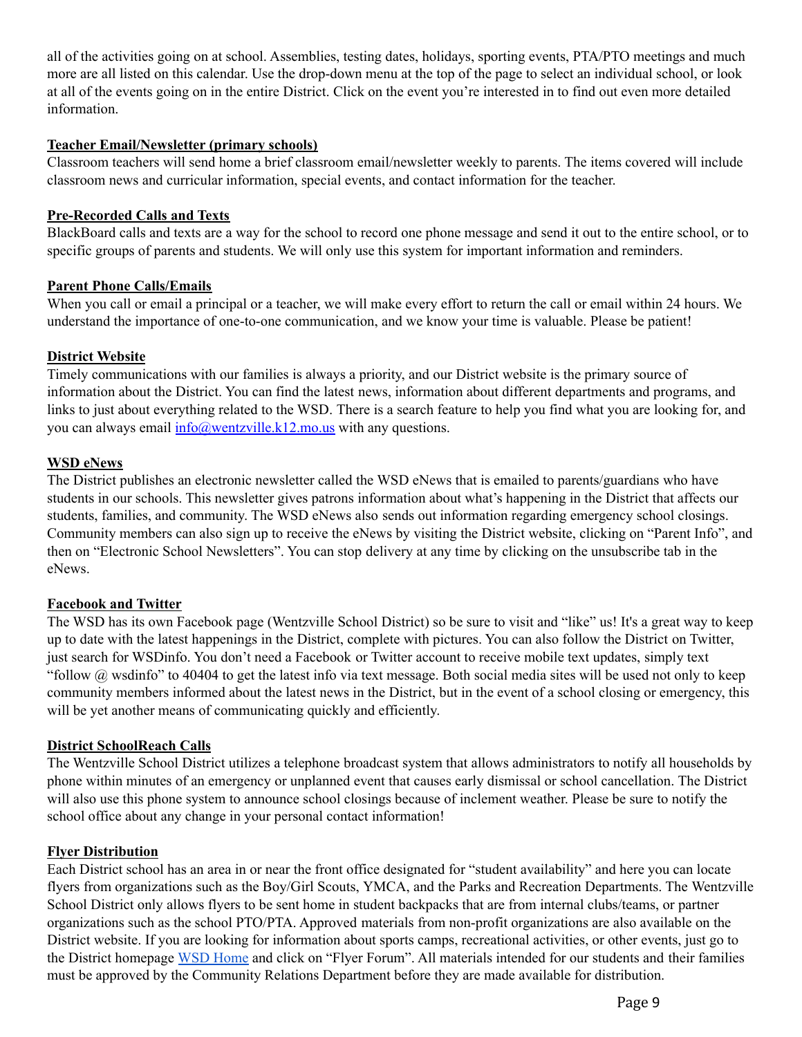all of the activities going on at school. Assemblies, testing dates, holidays, sporting events, PTA/PTO meetings and much more are all listed on this calendar. Use the drop-down menu at the top of the page to select an individual school, or look at all of the events going on in the entire District. Click on the event you're interested in to find out even more detailed information.

**Teacher Email/Newsletter (primary schools)**

Classroom teachers will send home a brief classroom email/newsletter weekly to parents. The items covered will include classroom news and curricular information, special events, and contact information for the teacher.

**Pre-Recorded Calls and Texts**

BlackBoard calls and texts are a way for the school to record one phone message and send it out to the entire school, or to specific groups of parents and students. We will only use this system for important information and reminders.

**Parent Phone Calls/Emails**

When you call or email a principal or a teacher, we will make every effort to return the call or email within 24 hours. We understand the importance of one-to-one communication, and we know your time is valuable. Please be patient!

**District Website**

Timely communications with our families is always a priority, and our District website is the primary source of information about the District. You can find the latest news, information about different departments and programs, and links to just about everything related to the WSD. There is a search feature to help you find what you are looking for, and you can always email [info@wentzville.k12.mo.us](mailto:info@wentzville.k12.mo.us) with any questions.

**WSD eNews**

The District publishes an electronic newsletter called the WSD eNews that is emailed to parents/guardians who have students in our schools. This newsletter gives patrons information about what's happening in the District that affects our students, families, and community. The WSD eNews also sends out information regarding emergency school closings. Community members can also sign up to receive the eNews by visiting the District website, clicking on "Parent Info", and then on "Electronic School Newsletters". You can stop delivery at any time by clicking on the unsubscribe tab in the eNews.

**Facebook and Twitter**

The WSD has its own Facebook page (Wentzville School District) so be sure to visit and "like" us! It's a great way to keep up to date with the latest happenings in the District, complete with pictures. You can also follow the District on Twitter, just search for WSDinfo. You don't need a Facebook or Twitter account to receive mobile text updates, simply text "follow @ wsdinfo" to 40404 to get the latest info via text message. Both social media sites will be used not only to keep community members informed about the latest news in the District, but in the event of a school closing or emergency, this will be yet another means of communicating quickly and efficiently.

**District SchoolReach Calls**

The Wentzville School District utilizes a telephone broadcast system that allows administrators to notify all households by phone within minutes of an emergency or unplanned event that causes early dismissal or school cancellation. The District will also use this phone system to announce school closings because of inclement weather. Please be sure to notify the school office about any change in your personal contact information!

**Flyer Distribution**

Each District school has an area in or near the front office designated for "student availability" and here you can locate flyers from organizations such as the Boy/Girl Scouts, YMCA, and the Parks and Recreation Departments. The Wentzville School District only allows flyers to be sent home in student backpacks that are from internal clubs/teams, or partner organizations such as the school PTO/PTA. Approved materials from non-profit organizations are also available on the District website. If you are looking for information about sports camps, recreational activities, or other events, just go to the District homepage WSD Home and click on "Flyer Forum". All materials intended for our students and their families must be approved by the Community Relations Department before they are made available for distribution.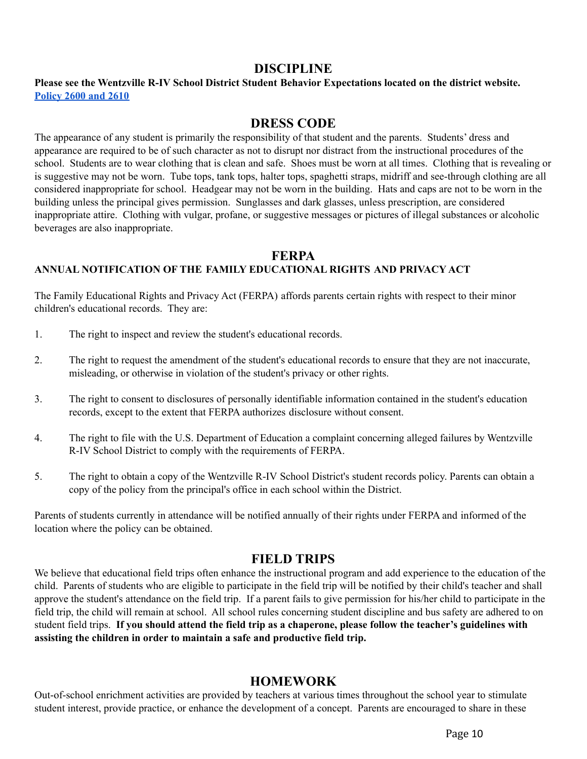## DISCIPLINE

**Please see the Wentzville R-IV School District Student Behavior Expectations located on the district website.**
**[Policy 2600 and 2610]**

## DRESS CODE

The appearance of any student is primarily the responsibility of that student and the parents. Students' dress and appearance are required to be of such character as not to disrupt nor distract from the instructional procedures of the school. Students are to wear clothing that is clean and safe. Shoes must be worn at all times. Clothing that is revealing or is suggestive may not be worn. Tube tops, tank tops, halter tops, spaghetti straps, midriff and see-through clothing are all considered inappropriate for school. Headgear may not be worn in the building. Hats and caps are not to be worn in the building unless the principal gives permission. Sunglasses and dark glasses, unless prescription, are considered inappropriate attire. Clothing with vulgar, profane, or suggestive messages or pictures of illegal substances or alcoholic beverages are also inappropriate.

## FERPA

**ANNUAL NOTIFICATION OF THE FAMILY EDUCATIONAL RIGHTS AND PRIVACY ACT**

The Family Educational Rights and Privacy Act (FERPA) affords parents certain rights with respect to their minor children's educational records. They are:

1. The right to inspect and review the student's educational records.
2. The right to request the amendment of the student's educational records to ensure that they are not inaccurate, misleading, or otherwise in violation of the student's privacy or other rights.
3. The right to consent to disclosures of personally identifiable information contained in the student's education records, except to the extent that FERPA authorizes disclosure without consent.
4. The right to file with the U.S. Department of Education a complaint concerning alleged failures by Wentzville R-IV School District to comply with the requirements of FERPA.
5. The right to obtain a copy of the Wentzville R-IV School District's student records policy. Parents can obtain a copy of the policy from the principal's office in each school within the District.

Parents of students currently in attendance will be notified annually of their rights under FERPA and informed of the location where the policy can be obtained.

## FIELD TRIPS

We believe that educational field trips often enhance the instructional program and add experience to the education of the child. Parents of students who are eligible to participate in the field trip will be notified by their child's teacher and shall approve the student's attendance on the field trip. If a parent fails to give permission for his/her child to participate in the field trip, the child will remain at school. All school rules concerning student discipline and bus safety are adhered to on student field trips. **If you should attend the field trip as a chaperone, please follow the teacher's guidelines with assisting the children in order to maintain a safe and productive field trip.**

## HOMEWORK

Out-of-school enrichment activities are provided by teachers at various times throughout the school year to stimulate student interest, provide practice, or enhance the development of a concept. Parents are encouraged to share in these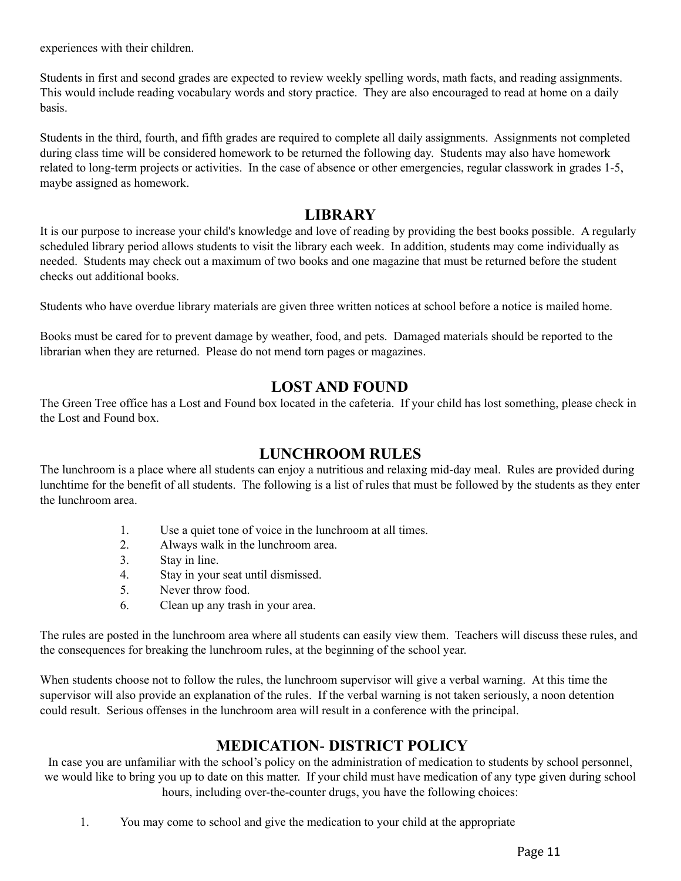experiences with their children.

Students in first and second grades are expected to review weekly spelling words, math facts, and reading assignments. This would include reading vocabulary words and story practice. They are also encouraged to read at home on a daily basis.

Students in the third, fourth, and fifth grades are required to complete all daily assignments. Assignments not completed during class time will be considered homework to be returned the following day. Students may also have homework related to long-term projects or activities. In the case of absence or other emergencies, regular classwork in grades 1-5, maybe assigned as homework.

## LIBRARY

It is our purpose to increase your child's knowledge and love of reading by providing the best books possible. A regularly scheduled library period allows students to visit the library each week. In addition, students may come individually as needed. Students may check out a maximum of two books and one magazine that must be returned before the student checks out additional books.

Students who have overdue library materials are given three written notices at school before a notice is mailed home.

Books must be cared for to prevent damage by weather, food, and pets. Damaged materials should be reported to the librarian when they are returned. Please do not mend torn pages or magazines.

## LOST AND FOUND

The Green Tree office has a Lost and Found box located in the cafeteria. If your child has lost something, please check in the Lost and Found box.

## LUNCHROOM RULES

The lunchroom is a place where all students can enjoy a nutritious and relaxing mid-day meal. Rules are provided during lunchtime for the benefit of all students. The following is a list of rules that must be followed by the students as they enter the lunchroom area.

1. Use a quiet tone of voice in the lunchroom at all times.
2. Always walk in the lunchroom area.
3. Stay in line.
4. Stay in your seat until dismissed.
5. Never throw food.
6. Clean up any trash in your area.

The rules are posted in the lunchroom area where all students can easily view them. Teachers will discuss these rules, and the consequences for breaking the lunchroom rules, at the beginning of the school year.

When students choose not to follow the rules, the lunchroom supervisor will give a verbal warning. At this time the supervisor will also provide an explanation of the rules. If the verbal warning is not taken seriously, a noon detention could result. Serious offenses in the lunchroom area will result in a conference with the principal.

## MEDICATION- DISTRICT POLICY

In case you are unfamiliar with the school's policy on the administration of medication to students by school personnel, we would like to bring you up to date on this matter. If your child must have medication of any type given during school hours, including over-the-counter drugs, you have the following choices:

1. You may come to school and give the medication to your child at the appropriate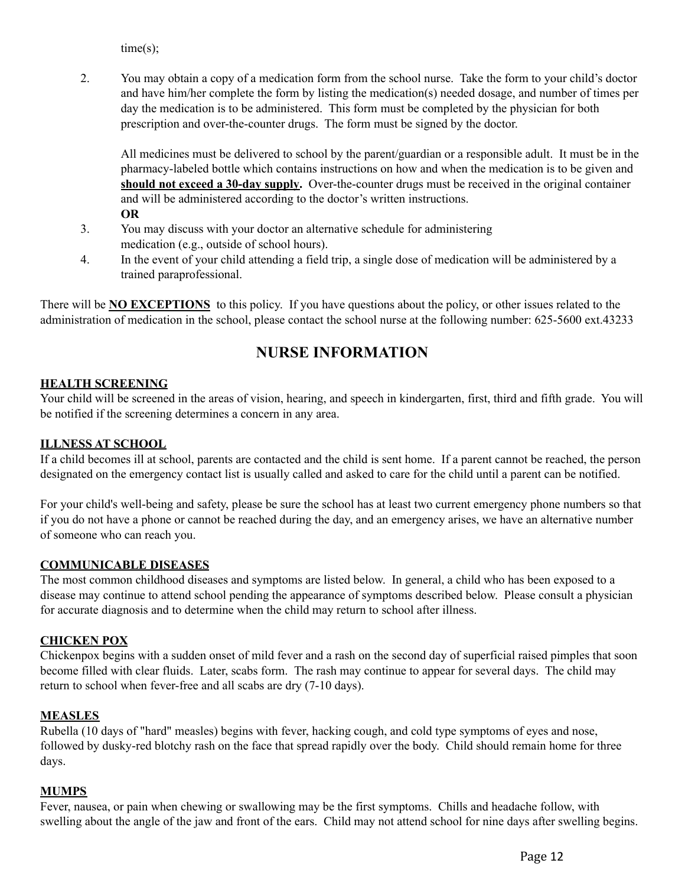time(s);

2. You may obtain a copy of a medication form from the school nurse. Take the form to your child's doctor and have him/her complete the form by listing the medication(s) needed dosage, and number of times per day the medication is to be administered. This form must be completed by the physician for both prescription and over-the-counter drugs. The form must be signed by the doctor.

   All medicines must be delivered to school by the parent/guardian or a responsible adult. It must be in the pharmacy-labeled bottle which contains instructions on how and when the medication is to be given and **<u>should not exceed a 30-day supply</u>.** Over-the-counter drugs must be received in the original container and will be administered according to the doctor's written instructions.

   **OR**

3. You may discuss with your doctor an alternative schedule for administering medication (e.g., outside of school hours).
4. In the event of your child attending a field trip, a single dose of medication will be administered by a trained paraprofessional.

There will be **<u>NO EXCEPTIONS</u>** to this policy. If you have questions about the policy, or other issues related to the administration of medication in the school, please contact the school nurse at the following number: 625-5600 ext.43233

## NURSE INFORMATION

**<u>HEALTH SCREENING</u>**

Your child will be screened in the areas of vision, hearing, and speech in kindergarten, first, third and fifth grade. You will be notified if the screening determines a concern in any area.

**<u>ILLNESS AT SCHOOL</u>**

If a child becomes ill at school, parents are contacted and the child is sent home. If a parent cannot be reached, the person designated on the emergency contact list is usually called and asked to care for the child until a parent can be notified.

For your child's well-being and safety, please be sure the school has at least two current emergency phone numbers so that if you do not have a phone or cannot be reached during the day, and an emergency arises, we have an alternative number of someone who can reach you.

**<u>COMMUNICABLE DISEASES</u>**

The most common childhood diseases and symptoms are listed below. In general, a child who has been exposed to a disease may continue to attend school pending the appearance of symptoms described below. Please consult a physician for accurate diagnosis and to determine when the child may return to school after illness.

**<u>CHICKEN POX</u>**

Chickenpox begins with a sudden onset of mild fever and a rash on the second day of superficial raised pimples that soon become filled with clear fluids. Later, scabs form. The rash may continue to appear for several days. The child may return to school when fever-free and all scabs are dry (7-10 days).

**<u>MEASLES</u>**

Rubella (10 days of "hard" measles) begins with fever, hacking cough, and cold type symptoms of eyes and nose, followed by dusky-red blotchy rash on the face that spread rapidly over the body. Child should remain home for three days.

**<u>MUMPS</u>**

Fever, nausea, or pain when chewing or swallowing may be the first symptoms. Chills and headache follow, with swelling about the angle of the jaw and front of the ears. Child may not attend school for nine days after swelling begins.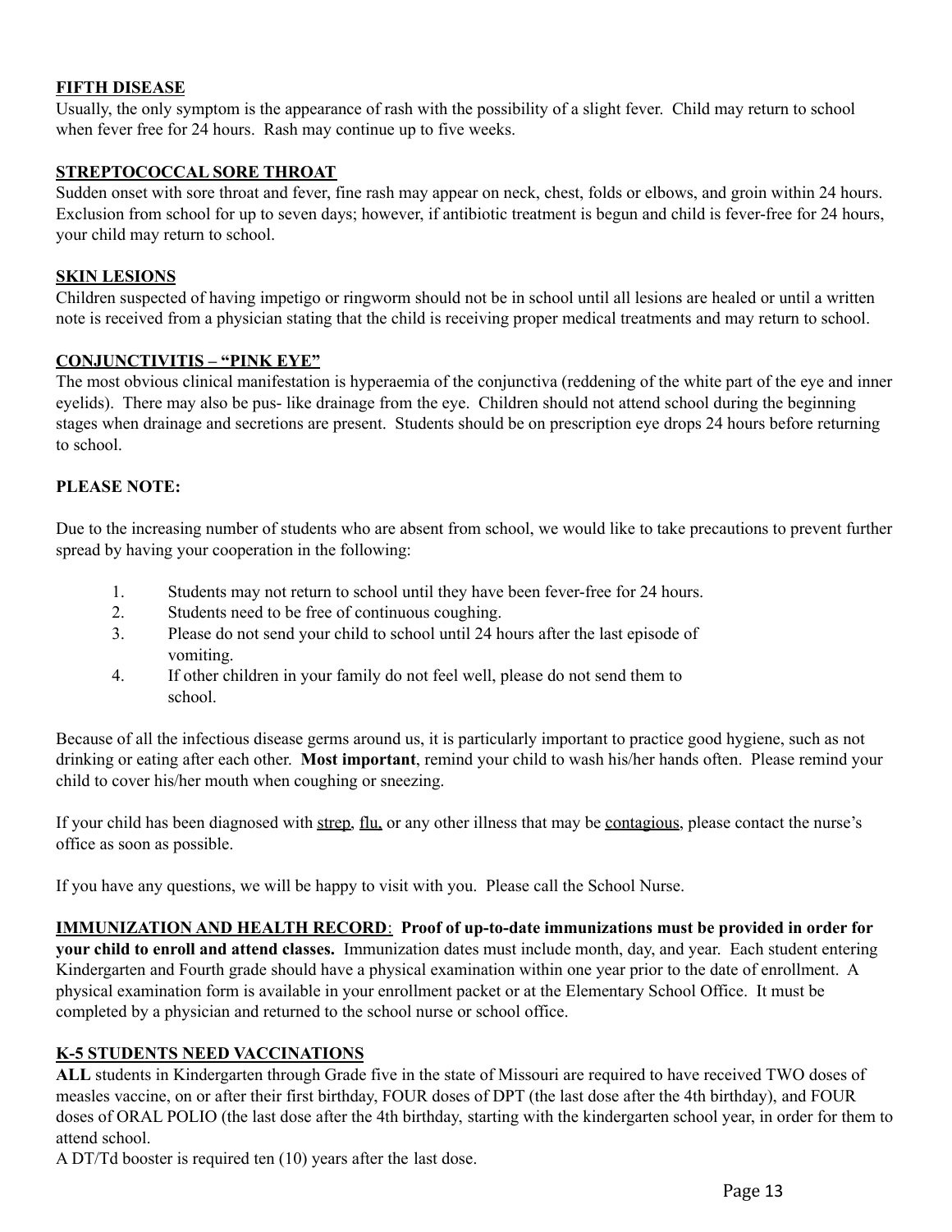## FIFTH DISEASE

Usually, the only symptom is the appearance of rash with the possibility of a slight fever. Child may return to school when fever free for 24 hours. Rash may continue up to five weeks.

## STREPTOCOCCAL SORE THROAT

Sudden onset with sore throat and fever, fine rash may appear on neck, chest, folds or elbows, and groin within 24 hours. Exclusion from school for up to seven days; however, if antibiotic treatment is begun and child is fever-free for 24 hours, your child may return to school.

## SKIN LESIONS

Children suspected of having impetigo or ringworm should not be in school until all lesions are healed or until a written note is received from a physician stating that the child is receiving proper medical treatments and may return to school.

## CONJUNCTIVITIS – "PINK EYE"

The most obvious clinical manifestation is hyperaemia of the conjunctiva (reddening of the white part of the eye and inner eyelids). There may also be pus- like drainage from the eye. Children should not attend school during the beginning stages when drainage and secretions are present. Students should be on prescription eye drops 24 hours before returning to school.

**PLEASE NOTE:**

Due to the increasing number of students who are absent from school, we would like to take precautions to prevent further spread by having your cooperation in the following:

1. Students may not return to school until they have been fever-free for 24 hours.
2. Students need to be free of continuous coughing.
3. Please do not send your child to school until 24 hours after the last episode of vomiting.
4. If other children in your family do not feel well, please do not send them to school.

Because of all the infectious disease germs around us, it is particularly important to practice good hygiene, such as not drinking or eating after each other. **Most important**, remind your child to wash his/her hands often. Please remind your child to cover his/her mouth when coughing or sneezing.

If your child has been diagnosed with strep, flu, or any other illness that may be contagious, please contact the nurse's office as soon as possible.

If you have any questions, we will be happy to visit with you. Please call the School Nurse.

**IMMUNIZATION AND HEALTH RECORD**: **Proof of up-to-date immunizations must be provided in order for your child to enroll and attend classes.** Immunization dates must include month, day, and year. Each student entering Kindergarten and Fourth grade should have a physical examination within one year prior to the date of enrollment. A physical examination form is available in your enrollment packet or at the Elementary School Office. It must be completed by a physician and returned to the school nurse or school office.

## K-5 STUDENTS NEED VACCINATIONS

**ALL** students in Kindergarten through Grade five in the state of Missouri are required to have received TWO doses of measles vaccine, on or after their first birthday, FOUR doses of DPT (the last dose after the 4th birthday), and FOUR doses of ORAL POLIO (the last dose after the 4th birthday, starting with the kindergarten school year, in order for them to attend school.

A DT/Td booster is required ten (10) years after the last dose.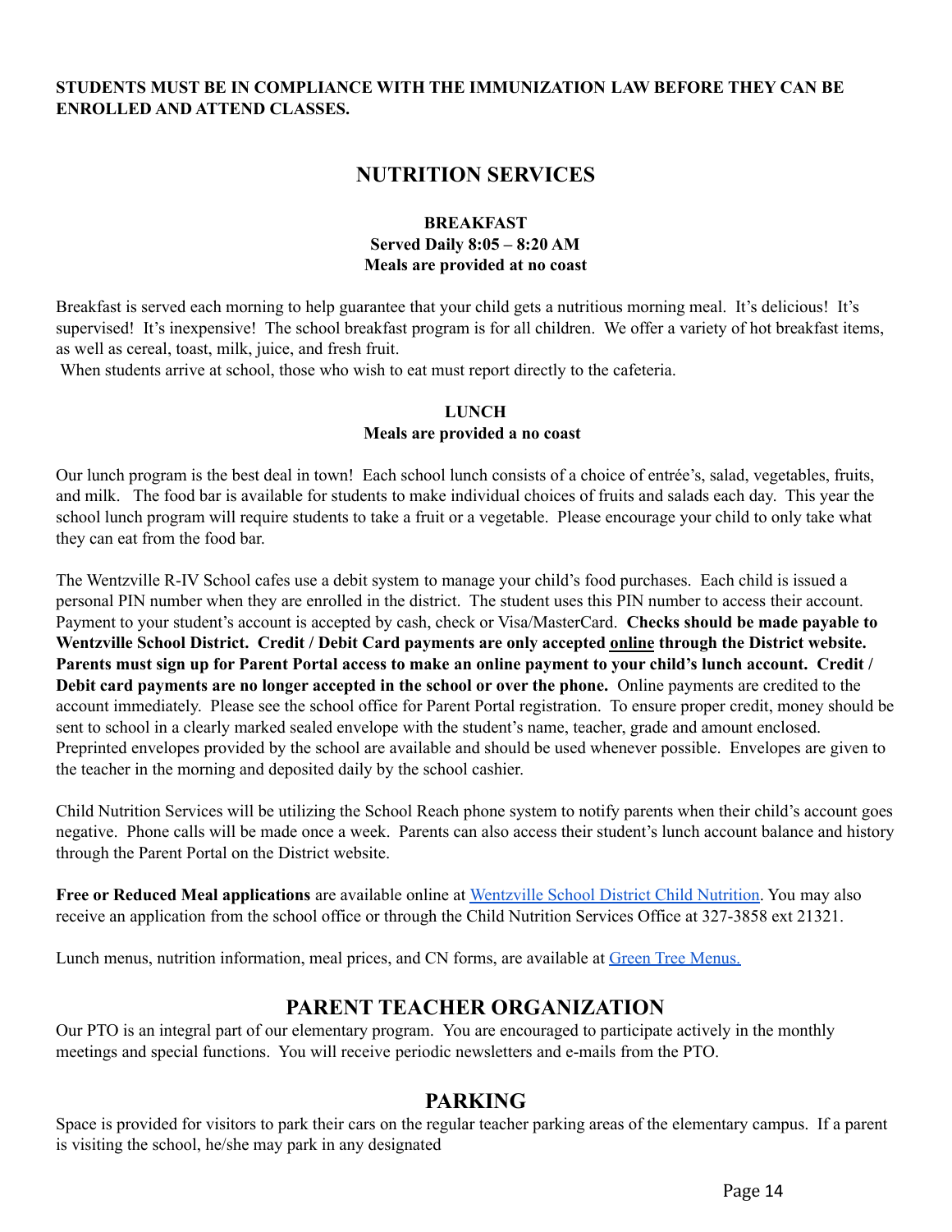**STUDENTS MUST BE IN COMPLIANCE WITH THE IMMUNIZATION LAW BEFORE THEY CAN BE ENROLLED AND ATTEND CLASSES.**

## NUTRITION SERVICES

**BREAKFAST**
**Served Daily 8:05 – 8:20 AM**
**Meals are provided at no coast**

Breakfast is served each morning to help guarantee that your child gets a nutritious morning meal. It's delicious! It's supervised! It's inexpensive! The school breakfast program is for all children. We offer a variety of hot breakfast items, as well as cereal, toast, milk, juice, and fresh fruit.
When students arrive at school, those who wish to eat must report directly to the cafeteria.

**LUNCH**
**Meals are provided a no coast**

Our lunch program is the best deal in town! Each school lunch consists of a choice of entrée's, salad, vegetables, fruits, and milk. The food bar is available for students to make individual choices of fruits and salads each day. This year the school lunch program will require students to take a fruit or a vegetable. Please encourage your child to only take what they can eat from the food bar.

The Wentzville R-IV School cafes use a debit system to manage your child's food purchases. Each child is issued a personal PIN number when they are enrolled in the district. The student uses this PIN number to access their account. Payment to your student's account is accepted by cash, check or Visa/MasterCard. **Checks should be made payable to Wentzville School District. Credit / Debit Card payments are only accepted <u>online</u> through the District website. Parents must sign up for Parent Portal access to make an online payment to your child's lunch account. Credit / Debit card payments are no longer accepted in the school or over the phone.** Online payments are credited to the account immediately. Please see the school office for Parent Portal registration. To ensure proper credit, money should be sent to school in a clearly marked sealed envelope with the student's name, teacher, grade and amount enclosed. Preprinted envelopes provided by the school are available and should be used whenever possible. Envelopes are given to the teacher in the morning and deposited daily by the school cashier.

Child Nutrition Services will be utilizing the School Reach phone system to notify parents when their child's account goes negative. Phone calls will be made once a week. Parents can also access their student's lunch account balance and history through the Parent Portal on the District website.

**Free or Reduced Meal applications** are available online at Wentzville School District Child Nutrition. You may also receive an application from the school office or through the Child Nutrition Services Office at 327-3858 ext 21321.

Lunch menus, nutrition information, meal prices, and CN forms, are available at Green Tree Menus.

## PARENT TEACHER ORGANIZATION

Our PTO is an integral part of our elementary program. You are encouraged to participate actively in the monthly meetings and special functions. You will receive periodic newsletters and e-mails from the PTO.

## PARKING

Space is provided for visitors to park their cars on the regular teacher parking areas of the elementary campus. If a parent is visiting the school, he/she may park in any designated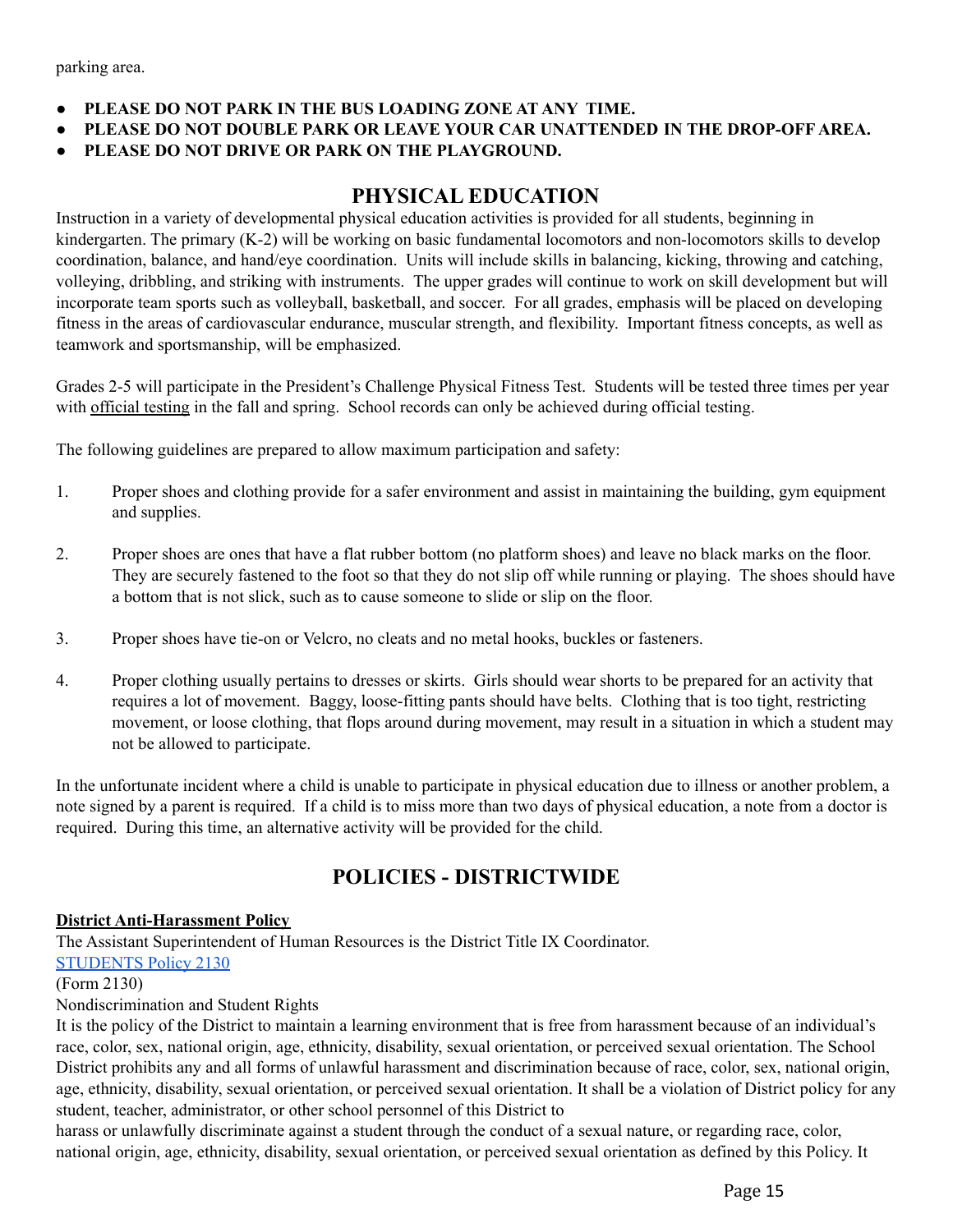parking area.

- **PLEASE DO NOT PARK IN THE BUS LOADING ZONE AT ANY TIME.**
- **PLEASE DO NOT DOUBLE PARK OR LEAVE YOUR CAR UNATTENDED IN THE DROP-OFF AREA.**
- **PLEASE DO NOT DRIVE OR PARK ON THE PLAYGROUND.**

## PHYSICAL EDUCATION

Instruction in a variety of developmental physical education activities is provided for all students, beginning in kindergarten. The primary (K-2) will be working on basic fundamental locomotors and non-locomotors skills to develop coordination, balance, and hand/eye coordination. Units will include skills in balancing, kicking, throwing and catching, volleying, dribbling, and striking with instruments. The upper grades will continue to work on skill development but will incorporate team sports such as volleyball, basketball, and soccer. For all grades, emphasis will be placed on developing fitness in the areas of cardiovascular endurance, muscular strength, and flexibility. Important fitness concepts, as well as teamwork and sportsmanship, will be emphasized.

Grades 2-5 will participate in the President's Challenge Physical Fitness Test. Students will be tested three times per year with official testing in the fall and spring. School records can only be achieved during official testing.

The following guidelines are prepared to allow maximum participation and safety:

1. Proper shoes and clothing provide for a safer environment and assist in maintaining the building, gym equipment and supplies.
2. Proper shoes are ones that have a flat rubber bottom (no platform shoes) and leave no black marks on the floor. They are securely fastened to the foot so that they do not slip off while running or playing. The shoes should have a bottom that is not slick, such as to cause someone to slide or slip on the floor.
3. Proper shoes have tie-on or Velcro, no cleats and no metal hooks, buckles or fasteners.
4. Proper clothing usually pertains to dresses or skirts. Girls should wear shorts to be prepared for an activity that requires a lot of movement. Baggy, loose-fitting pants should have belts. Clothing that is too tight, restricting movement, or loose clothing, that flops around during movement, may result in a situation in which a student may not be allowed to participate.

In the unfortunate incident where a child is unable to participate in physical education due to illness or another problem, a note signed by a parent is required. If a child is to miss more than two days of physical education, a note from a doctor is required. During this time, an alternative activity will be provided for the child.

## POLICIES - DISTRICTWIDE

**District Anti-Harassment Policy**

The Assistant Superintendent of Human Resources is the District Title IX Coordinator.

STUDENTS Policy 2130

(Form 2130)

Nondiscrimination and Student Rights

It is the policy of the District to maintain a learning environment that is free from harassment because of an individual's race, color, sex, national origin, age, ethnicity, disability, sexual orientation, or perceived sexual orientation. The School District prohibits any and all forms of unlawful harassment and discrimination because of race, color, sex, national origin, age, ethnicity, disability, sexual orientation, or perceived sexual orientation. It shall be a violation of District policy for any student, teacher, administrator, or other school personnel of this District to harass or unlawfully discriminate against a student through the conduct of a sexual nature, or regarding race, color, national origin, age, ethnicity, disability, sexual orientation, or perceived sexual orientation as defined by this Policy. It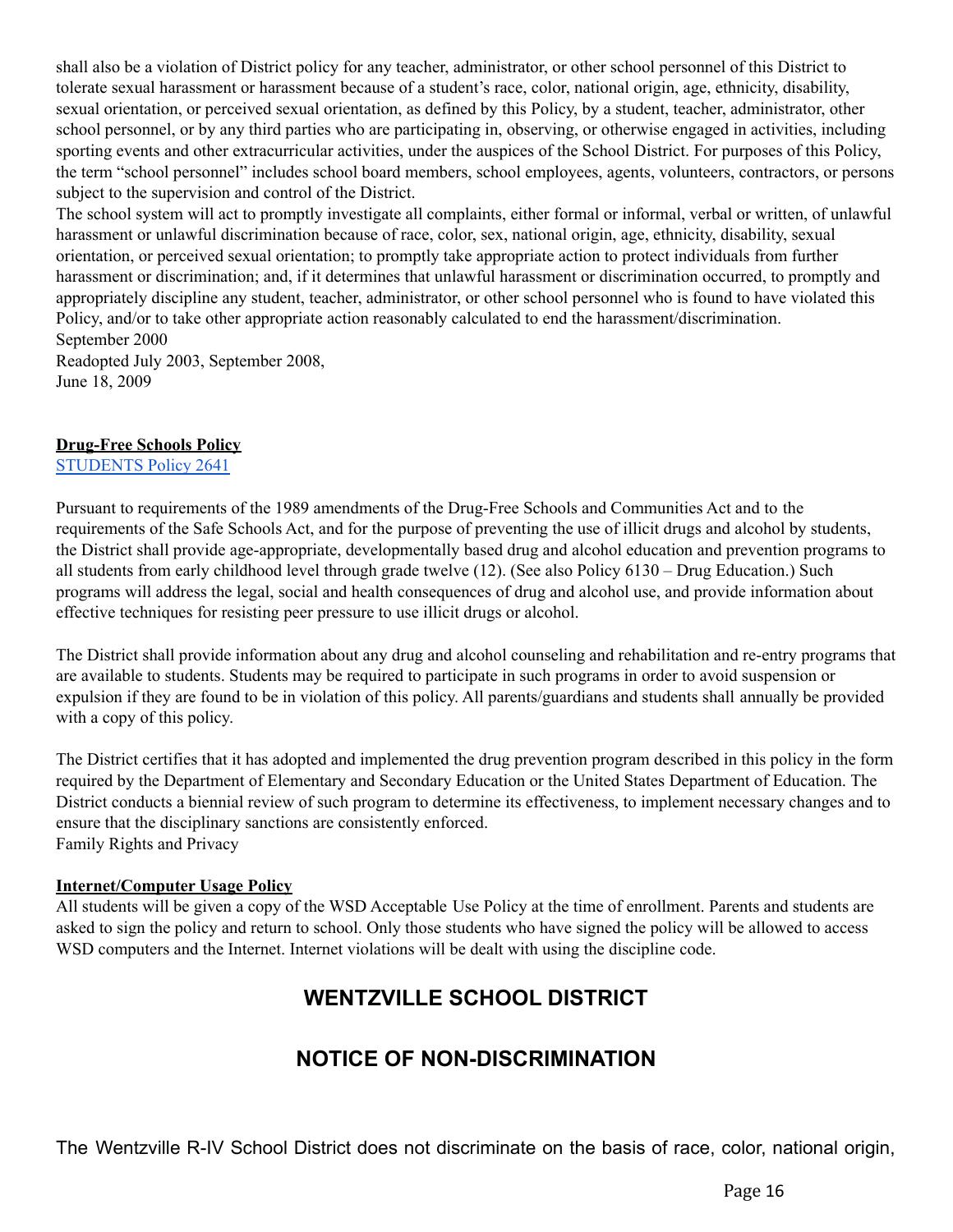shall also be a violation of District policy for any teacher, administrator, or other school personnel of this District to tolerate sexual harassment or harassment because of a student's race, color, national origin, age, ethnicity, disability, sexual orientation, or perceived sexual orientation, as defined by this Policy, by a student, teacher, administrator, other school personnel, or by any third parties who are participating in, observing, or otherwise engaged in activities, including sporting events and other extracurricular activities, under the auspices of the School District. For purposes of this Policy, the term "school personnel" includes school board members, school employees, agents, volunteers, contractors, or persons subject to the supervision and control of the District.

The school system will act to promptly investigate all complaints, either formal or informal, verbal or written, of unlawful harassment or unlawful discrimination because of race, color, sex, national origin, age, ethnicity, disability, sexual orientation, or perceived sexual orientation; to promptly take appropriate action to protect individuals from further harassment or discrimination; and, if it determines that unlawful harassment or discrimination occurred, to promptly and appropriately discipline any student, teacher, administrator, or other school personnel who is found to have violated this Policy, and/or to take other appropriate action reasonably calculated to end the harassment/discrimination.

September 2000

Readopted July 2003, September 2008,

June 18, 2009

**Drug-Free Schools Policy**

STUDENTS Policy 2641

Pursuant to requirements of the 1989 amendments of the Drug-Free Schools and Communities Act and to the requirements of the Safe Schools Act, and for the purpose of preventing the use of illicit drugs and alcohol by students, the District shall provide age-appropriate, developmentally based drug and alcohol education and prevention programs to all students from early childhood level through grade twelve (12). (See also Policy 6130 – Drug Education.) Such programs will address the legal, social and health consequences of drug and alcohol use, and provide information about effective techniques for resisting peer pressure to use illicit drugs or alcohol.

The District shall provide information about any drug and alcohol counseling and rehabilitation and re-entry programs that are available to students. Students may be required to participate in such programs in order to avoid suspension or expulsion if they are found to be in violation of this policy. All parents/guardians and students shall annually be provided with a copy of this policy.

The District certifies that it has adopted and implemented the drug prevention program described in this policy in the form required by the Department of Elementary and Secondary Education or the United States Department of Education. The District conducts a biennial review of such program to determine its effectiveness, to implement necessary changes and to ensure that the disciplinary sanctions are consistently enforced.

Family Rights and Privacy

**Internet/Computer Usage Policy**

All students will be given a copy of the WSD Acceptable Use Policy at the time of enrollment. Parents and students are asked to sign the policy and return to school. Only those students who have signed the policy will be allowed to access WSD computers and the Internet. Internet violations will be dealt with using the discipline code.

## WENTZVILLE SCHOOL DISTRICT

## NOTICE OF NON-DISCRIMINATION

The Wentzville R-IV School District does not discriminate on the basis of race, color, national origin,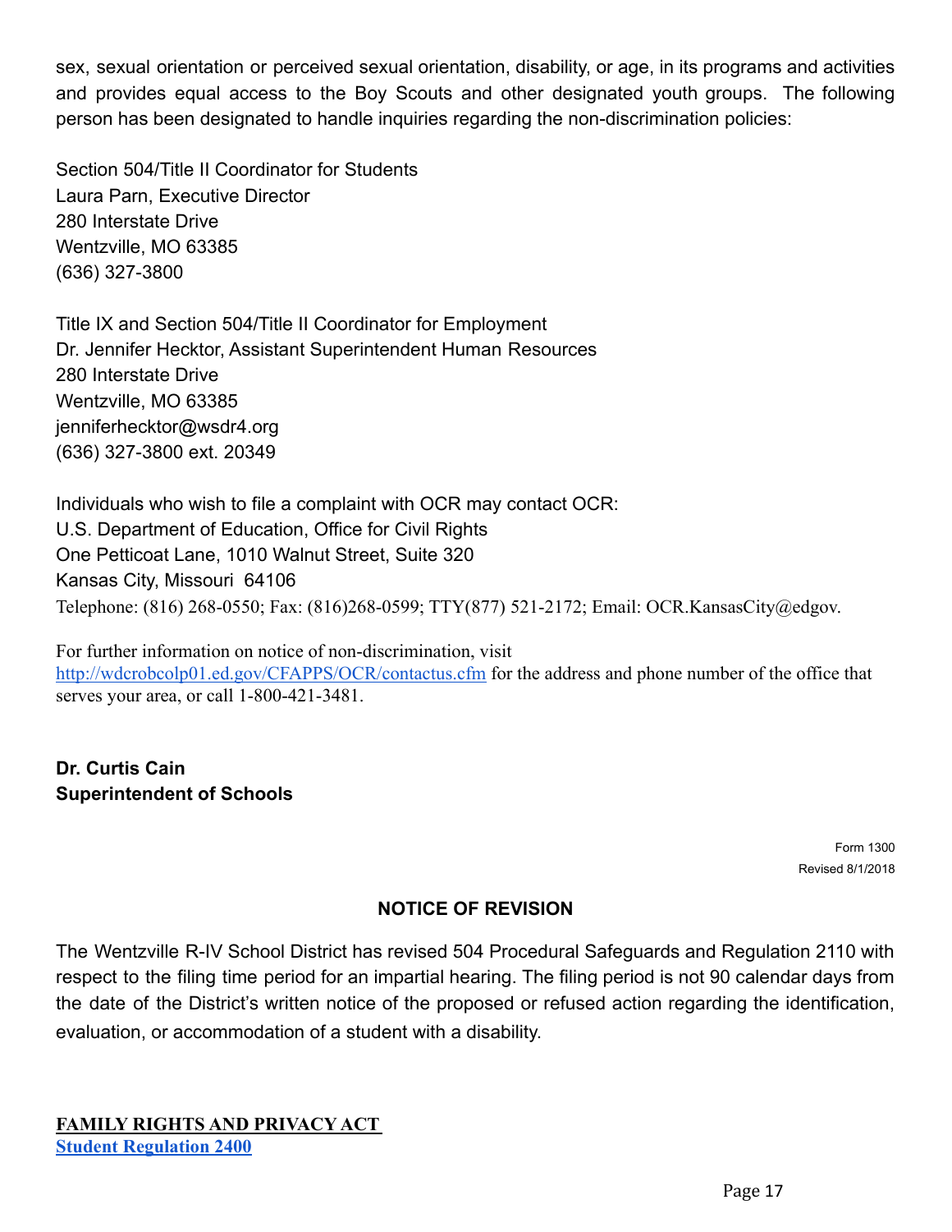sex, sexual orientation or perceived sexual orientation, disability, or age, in its programs and activities and provides equal access to the Boy Scouts and other designated youth groups. The following person has been designated to handle inquiries regarding the non-discrimination policies:

Section 504/Title II Coordinator for Students
Laura Parn, Executive Director
280 Interstate Drive
Wentzville, MO 63385
(636) 327-3800

Title IX and Section 504/Title II Coordinator for Employment
Dr. Jennifer Hecktor, Assistant Superintendent Human Resources
280 Interstate Drive
Wentzville, MO 63385
jenniferhecktor@wsdr4.org
(636) 327-3800 ext. 20349

Individuals who wish to file a complaint with OCR may contact OCR:
U.S. Department of Education, Office for Civil Rights
One Petticoat Lane, 1010 Walnut Street, Suite 320
Kansas City, Missouri 64106
Telephone: (816) 268-0550; Fax: (816)268-0599; TTY(877) 521-2172; Email: OCR.KansasCity@edgov.

For further information on notice of non-discrimination, visit [http://wdcrobcolp01.ed.gov/CFAPPS/OCR/contactus.cfm](http://wdcrobcolp01.ed.gov/CFAPPS/OCR/contactus.cfm) for the address and phone number of the office that serves your area, or call 1-800-421-3481.

**Dr. Curtis Cain**
**Superintendent of Schools**

Form 1300
Revised 8/1/2018

## NOTICE OF REVISION

The Wentzville R-IV School District has revised 504 Procedural Safeguards and Regulation 2110 with respect to the filing time period for an impartial hearing. The filing period is not 90 calendar days from the date of the District's written notice of the proposed or refused action regarding the identification, evaluation, or accommodation of a student with a disability.

**FAMILY RIGHTS AND PRIVACY ACT**
**Student Regulation 2400**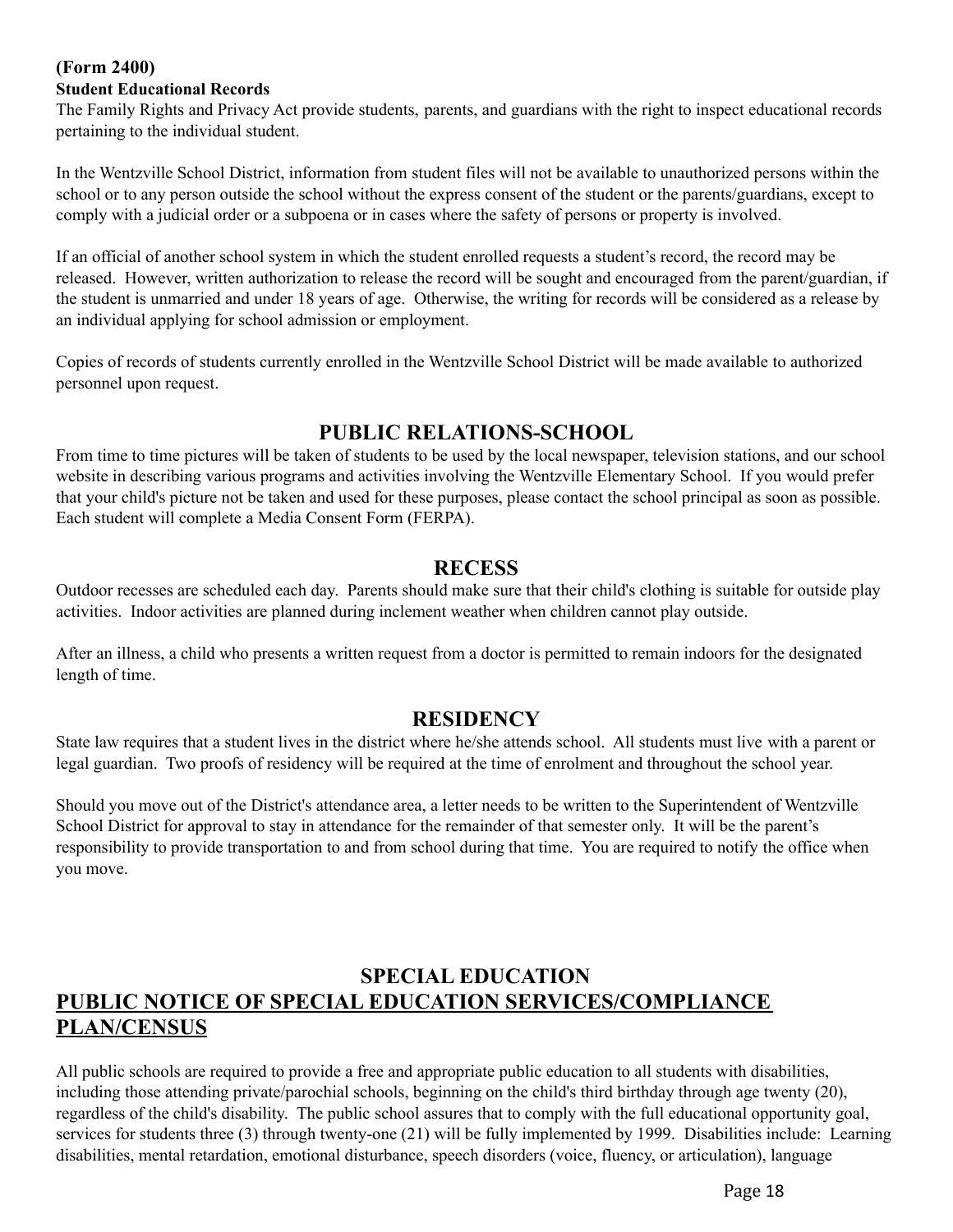**(Form 2400)**
**Student Educational Records**

The Family Rights and Privacy Act provide students, parents, and guardians with the right to inspect educational records pertaining to the individual student.

In the Wentzville School District, information from student files will not be available to unauthorized persons within the school or to any person outside the school without the express consent of the student or the parents/guardians, except to comply with a judicial order or a subpoena or in cases where the safety of persons or property is involved.

If an official of another school system in which the student enrolled requests a student's record, the record may be released. However, written authorization to release the record will be sought and encouraged from the parent/guardian, if the student is unmarried and under 18 years of age. Otherwise, the writing for records will be considered as a release by an individual applying for school admission or employment.

Copies of records of students currently enrolled in the Wentzville School District will be made available to authorized personnel upon request.

## PUBLIC RELATIONS-SCHOOL

From time to time pictures will be taken of students to be used by the local newspaper, television stations, and our school website in describing various programs and activities involving the Wentzville Elementary School. If you would prefer that your child's picture not be taken and used for these purposes, please contact the school principal as soon as possible. Each student will complete a Media Consent Form (FERPA).

## RECESS

Outdoor recesses are scheduled each day. Parents should make sure that their child's clothing is suitable for outside play activities. Indoor activities are planned during inclement weather when children cannot play outside.

After an illness, a child who presents a written request from a doctor is permitted to remain indoors for the designated length of time.

## RESIDENCY

State law requires that a student lives in the district where he/she attends school. All students must live with a parent or legal guardian. Two proofs of residency will be required at the time of enrolment and throughout the school year.

Should you move out of the District's attendance area, a letter needs to be written to the Superintendent of Wentzville School District for approval to stay in attendance for the remainder of that semester only. It will be the parent's responsibility to provide transportation to and from school during that time. You are required to notify the office when you move.

## SPECIAL EDUCATION

## PUBLIC NOTICE OF SPECIAL EDUCATION SERVICES/COMPLIANCE PLAN/CENSUS

All public schools are required to provide a free and appropriate public education to all students with disabilities, including those attending private/parochial schools, beginning on the child's third birthday through age twenty (20), regardless of the child's disability. The public school assures that to comply with the full educational opportunity goal, services for students three (3) through twenty-one (21) will be fully implemented by 1999. Disabilities include: Learning disabilities, mental retardation, emotional disturbance, speech disorders (voice, fluency, or articulation), language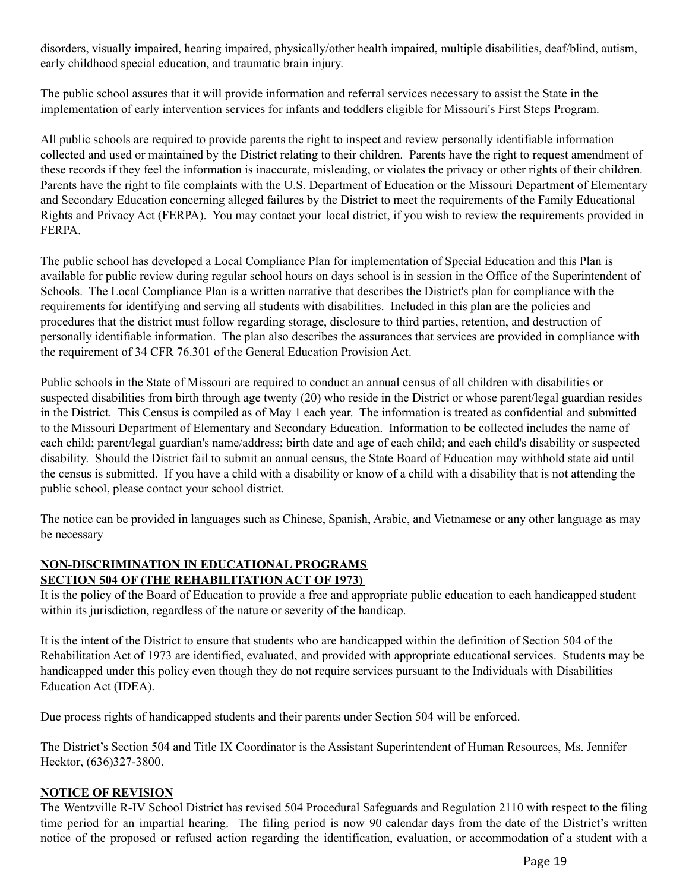disorders, visually impaired, hearing impaired, physically/other health impaired, multiple disabilities, deaf/blind, autism, early childhood special education, and traumatic brain injury.

The public school assures that it will provide information and referral services necessary to assist the State in the implementation of early intervention services for infants and toddlers eligible for Missouri's First Steps Program.

All public schools are required to provide parents the right to inspect and review personally identifiable information collected and used or maintained by the District relating to their children. Parents have the right to request amendment of these records if they feel the information is inaccurate, misleading, or violates the privacy or other rights of their children. Parents have the right to file complaints with the U.S. Department of Education or the Missouri Department of Elementary and Secondary Education concerning alleged failures by the District to meet the requirements of the Family Educational Rights and Privacy Act (FERPA). You may contact your local district, if you wish to review the requirements provided in FERPA.

The public school has developed a Local Compliance Plan for implementation of Special Education and this Plan is available for public review during regular school hours on days school is in session in the Office of the Superintendent of Schools. The Local Compliance Plan is a written narrative that describes the District's plan for compliance with the requirements for identifying and serving all students with disabilities. Included in this plan are the policies and procedures that the district must follow regarding storage, disclosure to third parties, retention, and destruction of personally identifiable information. The plan also describes the assurances that services are provided in compliance with the requirement of 34 CFR 76.301 of the General Education Provision Act.

Public schools in the State of Missouri are required to conduct an annual census of all children with disabilities or suspected disabilities from birth through age twenty (20) who reside in the District or whose parent/legal guardian resides in the District. This Census is compiled as of May 1 each year. The information is treated as confidential and submitted to the Missouri Department of Elementary and Secondary Education. Information to be collected includes the name of each child; parent/legal guardian's name/address; birth date and age of each child; and each child's disability or suspected disability. Should the District fail to submit an annual census, the State Board of Education may withhold state aid until the census is submitted. If you have a child with a disability or know of a child with a disability that is not attending the public school, please contact your school district.

The notice can be provided in languages such as Chinese, Spanish, Arabic, and Vietnamese or any other language as may be necessary

**NON-DISCRIMINATION IN EDUCATIONAL PROGRAMS**
**SECTION 504 OF (THE REHABILITATION ACT OF 1973)**

It is the policy of the Board of Education to provide a free and appropriate public education to each handicapped student within its jurisdiction, regardless of the nature or severity of the handicap.

It is the intent of the District to ensure that students who are handicapped within the definition of Section 504 of the Rehabilitation Act of 1973 are identified, evaluated, and provided with appropriate educational services. Students may be handicapped under this policy even though they do not require services pursuant to the Individuals with Disabilities Education Act (IDEA).

Due process rights of handicapped students and their parents under Section 504 will be enforced.

The District's Section 504 and Title IX Coordinator is the Assistant Superintendent of Human Resources, Ms. Jennifer Hecktor, (636)327-3800.

**NOTICE OF REVISION**

The Wentzville R-IV School District has revised 504 Procedural Safeguards and Regulation 2110 with respect to the filing time period for an impartial hearing. The filing period is now 90 calendar days from the date of the District's written notice of the proposed or refused action regarding the identification, evaluation, or accommodation of a student with a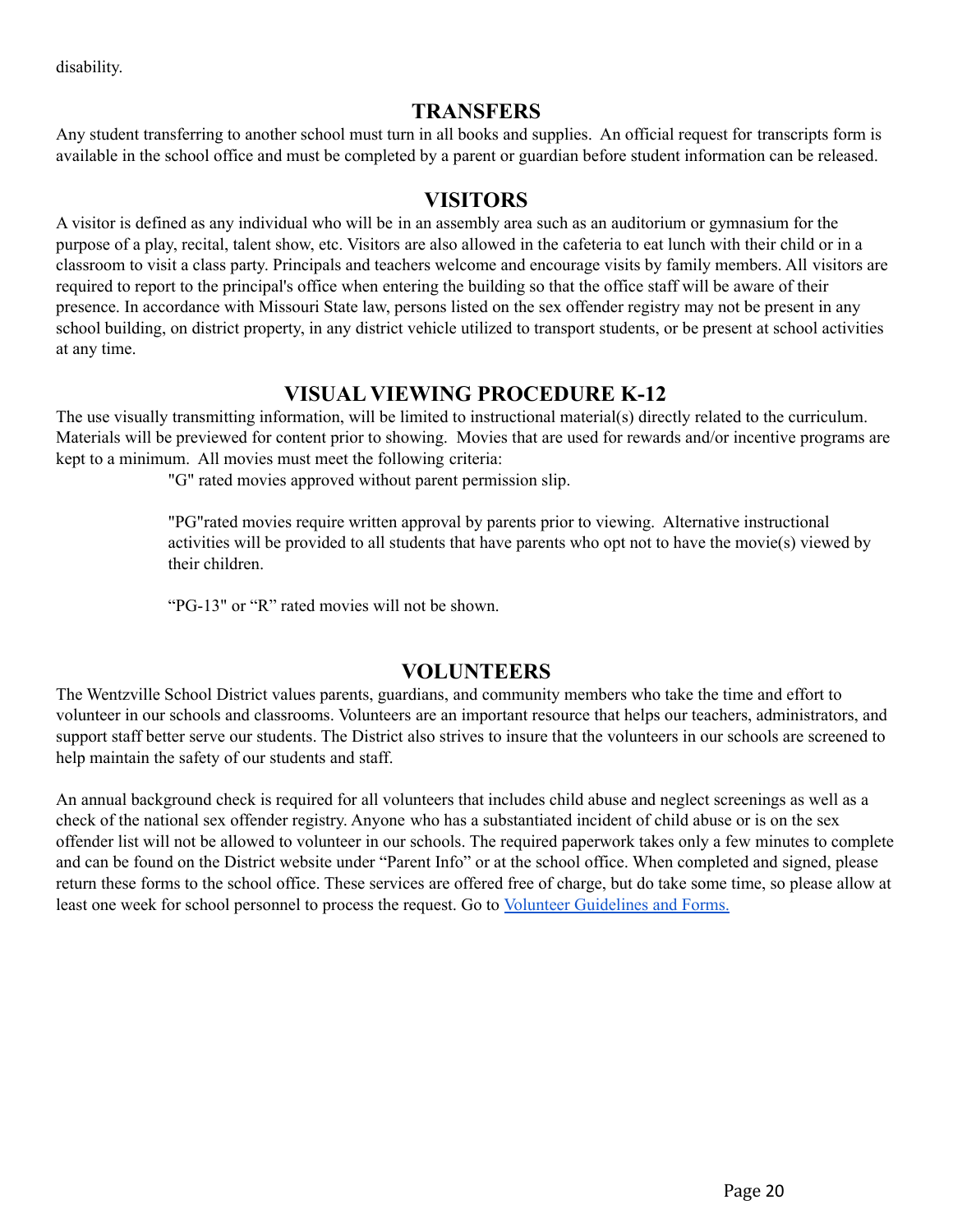disability.

## TRANSFERS

Any student transferring to another school must turn in all books and supplies. An official request for transcripts form is available in the school office and must be completed by a parent or guardian before student information can be released.

## VISITORS

A visitor is defined as any individual who will be in an assembly area such as an auditorium or gymnasium for the purpose of a play, recital, talent show, etc. Visitors are also allowed in the cafeteria to eat lunch with their child or in a classroom to visit a class party. Principals and teachers welcome and encourage visits by family members. All visitors are required to report to the principal's office when entering the building so that the office staff will be aware of their presence. In accordance with Missouri State law, persons listed on the sex offender registry may not be present in any school building, on district property, in any district vehicle utilized to transport students, or be present at school activities at any time.

## VISUAL VIEWING PROCEDURE K-12

The use visually transmitting information, will be limited to instructional material(s) directly related to the curriculum. Materials will be previewed for content prior to showing. Movies that are used for rewards and/or incentive programs are kept to a minimum. All movies must meet the following criteria:

"G" rated movies approved without parent permission slip.

"PG"rated movies require written approval by parents prior to viewing. Alternative instructional activities will be provided to all students that have parents who opt not to have the movie(s) viewed by their children.

“PG-13" or “R” rated movies will not be shown.

## VOLUNTEERS

The Wentzville School District values parents, guardians, and community members who take the time and effort to volunteer in our schools and classrooms. Volunteers are an important resource that helps our teachers, administrators, and support staff better serve our students. The District also strives to insure that the volunteers in our schools are screened to help maintain the safety of our students and staff.

An annual background check is required for all volunteers that includes child abuse and neglect screenings as well as a check of the national sex offender registry. Anyone who has a substantiated incident of child abuse or is on the sex offender list will not be allowed to volunteer in our schools. The required paperwork takes only a few minutes to complete and can be found on the District website under “Parent Info” or at the school office. When completed and signed, please return these forms to the school office. These services are offered free of charge, but do take some time, so please allow at least one week for school personnel to process the request. Go to Volunteer Guidelines and Forms.